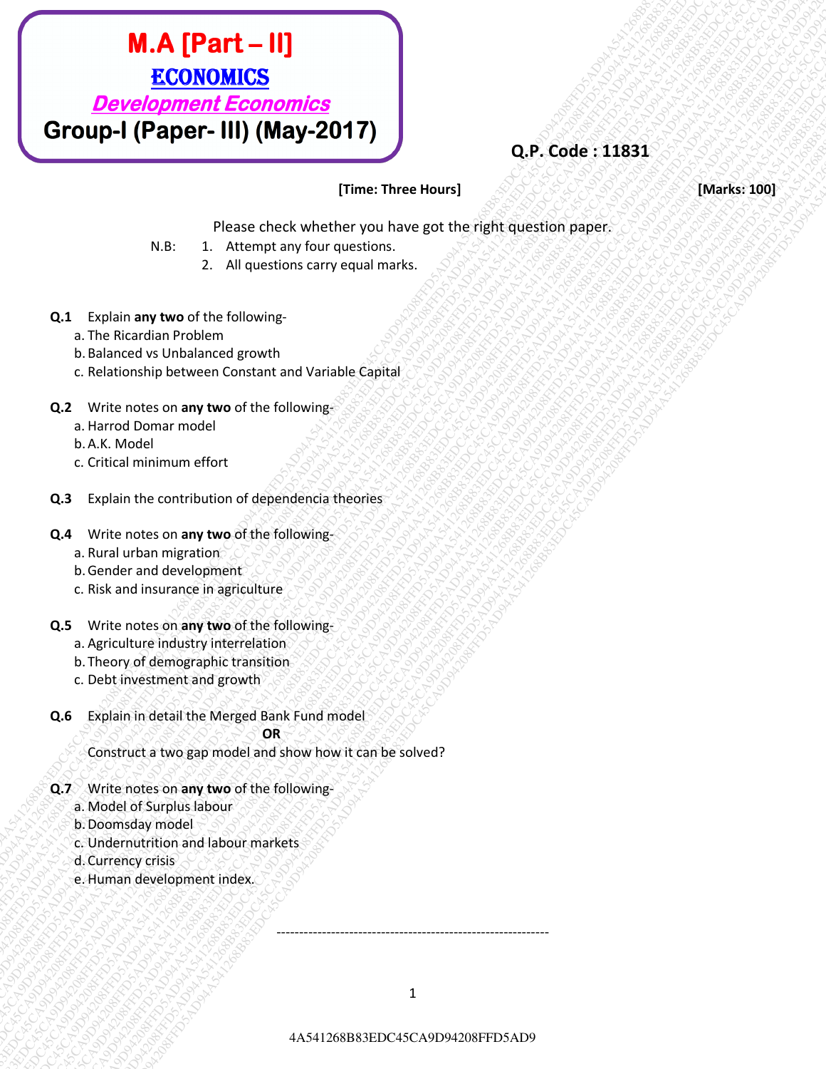# M.A [Part – II]

## ECONOMICS

### *Development Economics*

### Group-I (Paper- III) (May-2017)

**Q.P. Code : 11831**

**[Time: Three Hours]** **[Marks: 100]**

Please check whether you have got the right question paper.

N.B:
1. Attempt any four questions.
2. All questions carry equal marks.

**Q.1** Explain **any two** of the following-
- a. The Ricardian Problem
- b. Balanced vs Unbalanced growth
- c. Relationship between Constant and Variable Capital

**Q.2** Write notes on **any two** of the following-
- a. Harrod Domar model
- b. A.K. Model
- c. Critical minimum effort

**Q.3** Explain the contribution of dependencia theories

**Q.4** Write notes on **any two** of the following-
- a. Rural urban migration
- b. Gender and development
- c. Risk and insurance in agriculture

**Q.5** Write notes on **any two** of the following-
- a. Agriculture industry interrelation
- b. Theory of demographic transition
- c. Debt investment and growth

**Q.6** Explain in detail the Merged Bank Fund model

**OR**

Construct a two gap model and show how it can be solved?

**Q.7** Write notes on **any two** of the following-
- a. Model of Surplus labour
- b. Doomsday model
- c. Undernutrition and labour markets
- d. Currency crisis
- e. Human development index.

------------------------------------------------------------

4A541268B83EDC45CA9D94208FFD5AD9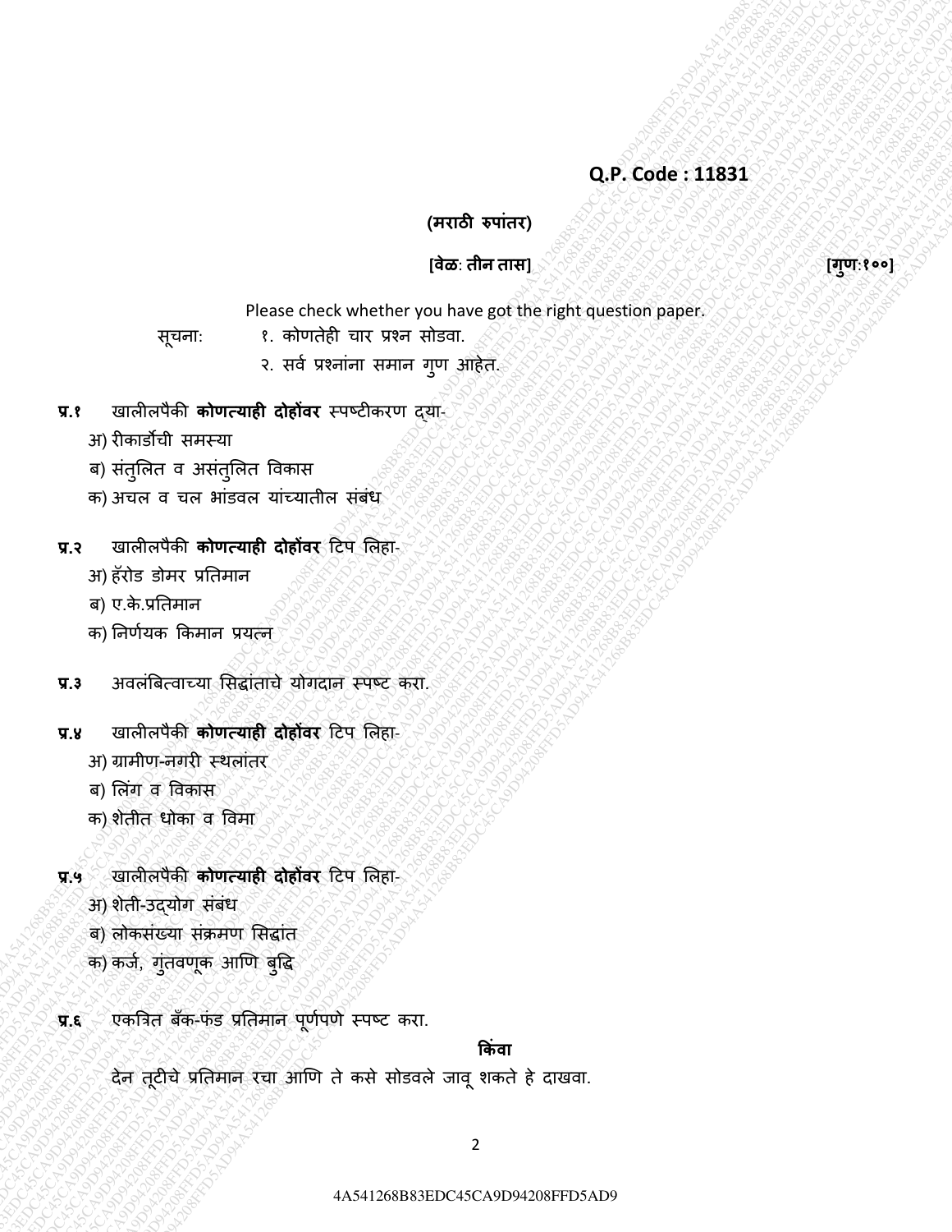**Q.P. Code : 11831**

**(मराठी रुपांतर)**

**[वेळ: तीन तास]** **[गुण:१००]**

Please check whether you have got the right question paper.

सूचना: १. कोणतेही चार प्रश्न सोडवा.
२. सर्व प्रश्नांना समान गुण आहेत.

**प्र.१** खालीलपैकी **कोणत्याही दोहोंवर** स्पष्टीकरण द्या-
अ) रीकार्डोची समस्या
ब) संतुलित व असंतुलित विकास
क) अचल व चल भांडवल यांच्यातील संबंध

**प्र.२** खालीलपैकी **कोणत्याही दोहोंवर** टिप लिहा-
अ) हॅरोड डोमर प्रतिमान
ब) ए.के.प्रतिमान
क) निर्णयक किमान प्रयत्न

**प्र.३** अवलंबित्वाच्या सिद्धांताचे योगदान स्पष्ट करा.

**प्र.४** खालीलपैकी **कोणत्याही दोहोंवर** टिप लिहा-
अ) ग्रामीण-नगरी स्थलांतर
ब) लिंग व विकास
क) शेतीत धोका व विमा

**प्र.५** खालीलपैकी **कोणत्याही दोहोंवर** टिप लिहा-
अ) शेती-उद्योग संबंध
ब) लोकसंख्या संक्रमण सिद्धांत
क) कर्ज, गुंतवणूक आणि बुद्धि

**प्र.६** एकत्रित बॅक-फंड प्रतिमान पूर्णपणे स्पष्ट करा.

**किंवा**

देन तूटीचे प्रतिमान रचा आणि ते कसे सोडवले जावू शकते हे दाखवा.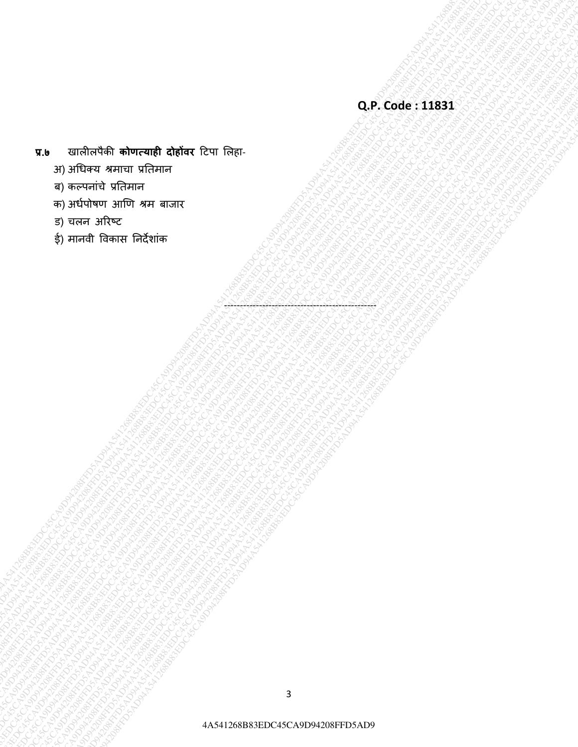Q.P. Code : 11831

**प्र.७** खालीलपैकी **कोणत्याही दोहोंवर** टिपा लिहा-

अ) अधिक्य श्रमाचा प्रतिमान

ब) कल्पनांचे प्रतिमान

क) अर्धपोषण आणि श्रम बाजार

ड) चलन अरिष्ट

ई) मानवी विकास निर्देशांक

---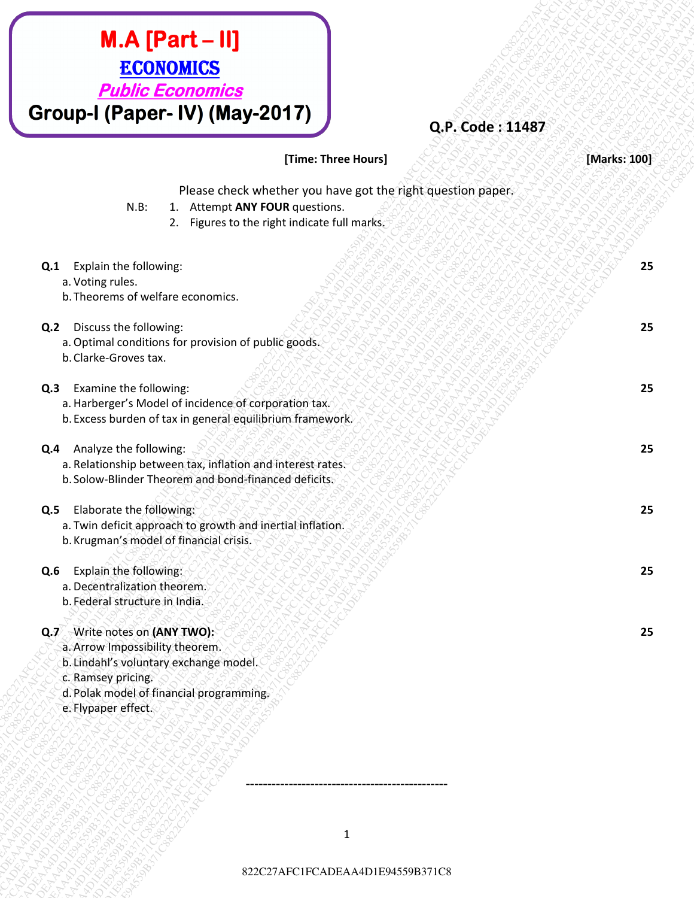# M.A [Part – II]

## ECONOMICS

### *Public Economics*

### Group-I (Paper- IV) (May-2017)

**Q.P. Code : 11487**

**[Time: Three Hours]** **[Marks: 100]**

Please check whether you have got the right question paper.

N.B:
1. Attempt **ANY FOUR** questions.
2. Figures to the right indicate full marks.

**Q.1** Explain the following: **25**
a. Voting rules.
b. Theorems of welfare economics.

**Q.2** Discuss the following: **25**
a. Optimal conditions for provision of public goods.
b. Clarke-Groves tax.

**Q.3** Examine the following: **25**
a. Harberger's Model of incidence of corporation tax.
b. Excess burden of tax in general equilibrium framework.

**Q.4** Analyze the following: **25**
a. Relationship between tax, inflation and interest rates.
b. Solow-Blinder Theorem and bond-financed deficits.

**Q.5** Elaborate the following: **25**
a. Twin deficit approach to growth and inertial inflation.
b. Krugman's model of financial crisis.

**Q.6** Explain the following: **25**
a. Decentralization theorem.
b. Federal structure in India.

**Q.7** Write notes on **(ANY TWO):** **25**
a. Arrow Impossibility theorem.
b. Lindahl's voluntary exchange model.
c. Ramsey pricing.
d. Polak model of financial programming.
e. Flypaper effect.

----------------------------------------------

822C27AFC1FCADEAA4D1E94559B371C8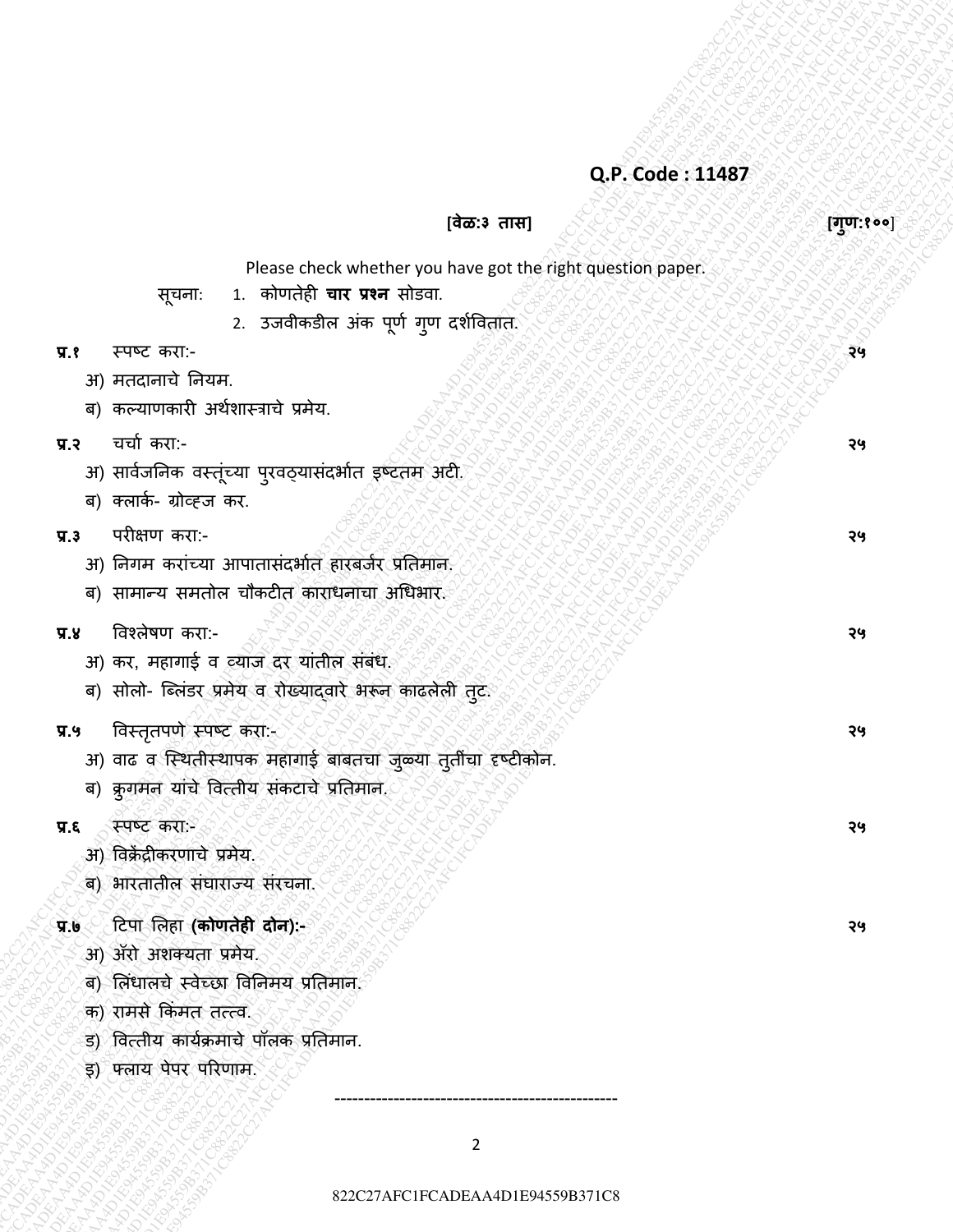**Q.P. Code : 11487**

**[वेळ:३ तास]** **[गुण:१००]**

Please check whether you have got the right question paper.

सूचना:
1. कोणतेही **चार प्रश्न** सोडवा.
2. उजवीकडील अंक पूर्ण गुण दर्शवितात.

**प्र.१** स्पष्ट करा:- **२५**

अ) मतदानाचे नियम.

ब) कल्याणकारी अर्थशास्त्राचे प्रमेय.

**प्र.२** चर्चा करा:- **२५**

अ) सार्वजनिक वस्तूंच्या पुरवठ्यासंदर्भात इष्टतम अटी.

ब) क्लार्क- ग्रोव्हज कर.

**प्र.३** परीक्षण करा:- **२५**

अ) निगम करांच्या आपातासंदर्भात हारबर्जर प्रतिमान.

ब) सामान्य समतोल चौकटीत कराधनाचा अधिभार.

**प्र.४** विश्लेषण करा:- **२५**

अ) कर, महागाई व व्याज दर यांतील संबंध.

ब) सोलो- ब्लिंडर प्रमेय व रोख्याद्वारे भरून काढलेली तुट.

**प्र.५** विस्तृतपणे स्पष्ट करा:- **२५**

अ) वाढ व स्थितीस्थापक महागाई बाबतचा जुळ्या तुटींचा दृष्टीकोन.

ब) क्रुगमन यांचे वित्तीय संकटाचे प्रतिमान.

**प्र.६** स्पष्ट करा:- **२५**

अ) विक्रेंद्रीकरणाचे प्रमेय.

ब) भारतातील संघाराज्य संरचना.

**प्र.७** टिपा लिहा **(कोणतेही दोन):-** **२५**

अ) ॲरो अशक्यता प्रमेय.

ब) लिंधालचे स्वेच्छा विनिमय प्रतिमान.

क) रामसे किमत तत्त्व.

ड) वित्तीय कार्यक्रमाचे पॉलक प्रतिमान.

इ) फ्लाय पेपर परिणाम.

-----------------------------------------------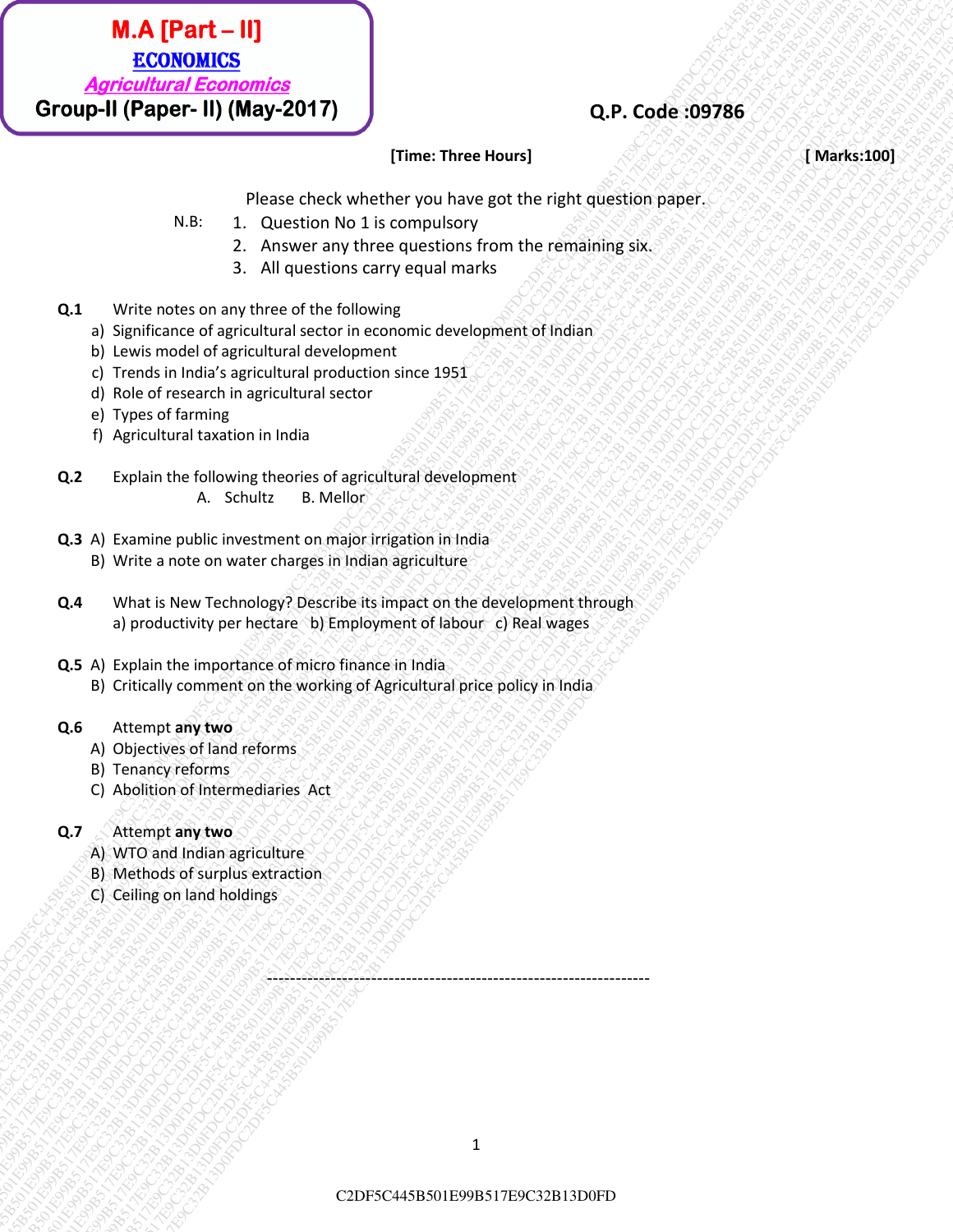**M.A [Part – II]**
**ECONOMICS**
***Agricultural Economics***
**Group-II (Paper- II) (May-2017)**

**Q.P. Code :09786**

**[Time: Three Hours]** **[ Marks:100]**

Please check whether you have got the right question paper.

N.B:
1. Question No 1 is compulsory
2. Answer any three questions from the remaining six.
3. All questions carry equal marks

**Q.1** Write notes on any three of the following
- a) Significance of agricultural sector in economic development of Indian
- b) Lewis model of agricultural development
- c) Trends in India's agricultural production since 1951
- d) Role of research in agricultural sector
- e) Types of farming
- f) Agricultural taxation in India

**Q.2** Explain the following theories of agricultural development
A. Schultz B. Mellor

**Q.3** A) Examine public investment on major irrigation in India
B) Write a note on water charges in Indian agriculture

**Q.4** What is New Technology? Describe its impact on the development through
a) productivity per hectare b) Employment of labour c) Real wages

**Q.5** A) Explain the importance of micro finance in India
B) Critically comment on the working of Agricultural price policy in India

**Q.6** Attempt **any two**
- A) Objectives of land reforms
- B) Tenancy reforms
- C) Abolition of Intermediaries Act

**Q.7** Attempt **any two**
- A) WTO and Indian agriculture
- B) Methods of surplus extraction
- C) Ceiling on land holdings

---

C2DF5C445B501E99B517E9C32B13D0FD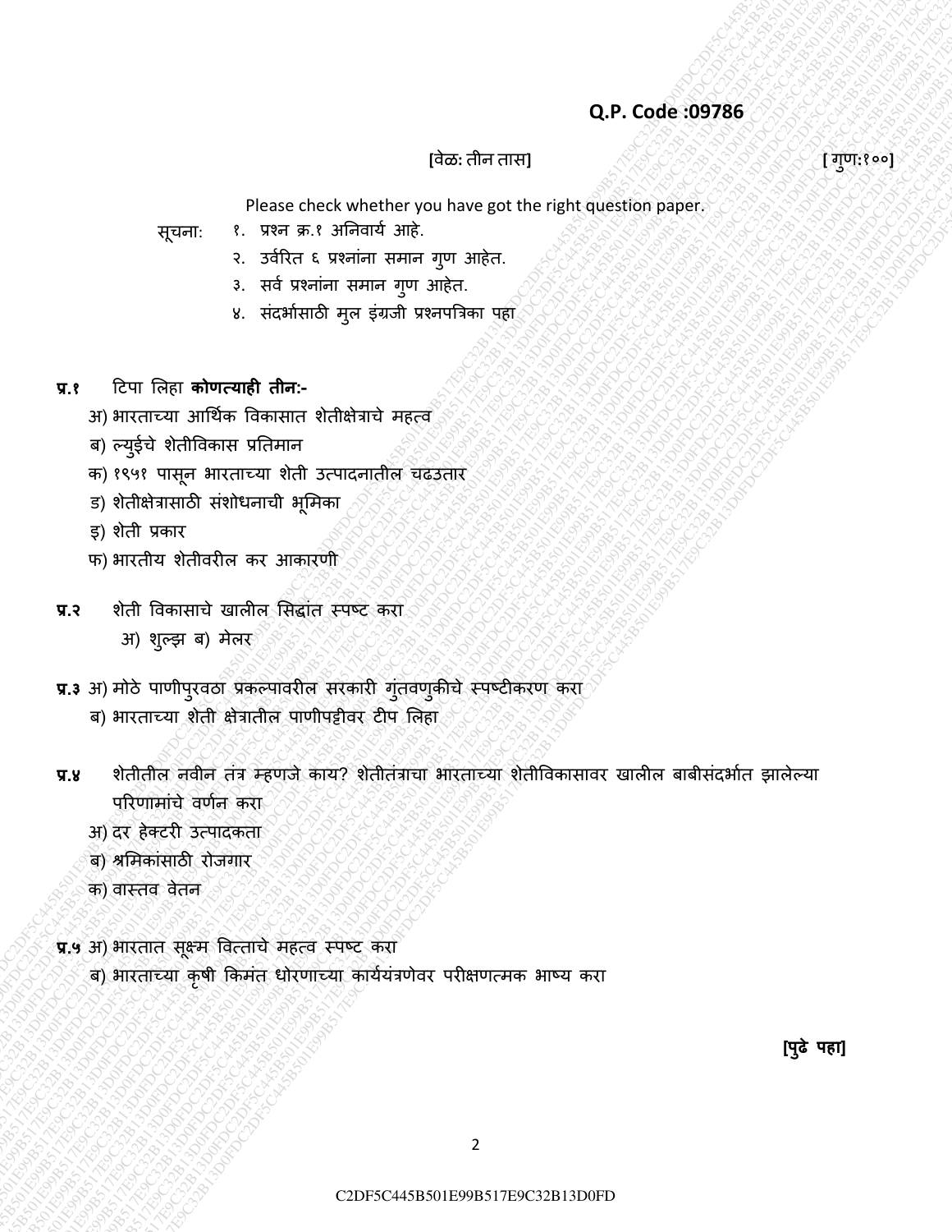**Q.P. Code :09786**

[वेळ: तीन तास] [ गुण:१००]

Please check whether you have got the right question paper.

सूचना:
१. प्रश्न क्र.१ अनिवार्य आहे.
२. उर्वरित ६ प्रश्नांना समान गुण आहेत.
३. सर्व प्रश्नांना समान गुण आहेत.
४. संदर्भासाठी मुल इंग्रजी प्रश्नपत्रिका पहा

**प्र.१** टिपा लिहा **कोणत्याही तीन:-**

अ) भारताच्या आर्थिक विकासात शेतीक्षेत्राचे महत्व

ब) ल्युईचे शेतीविकास प्रतिमान

क) १९५१ पासून भारताच्या शेती उत्पादनातील चढउतार

ड) शेतीक्षेत्रासाठी संशोधनाची भूमिका

इ) शेती प्रकार

फ) भारतीय शेतीवरील कर आकारणी

**प्र.२** शेती विकासाचे खालील सिद्धांत स्पष्ट करा

अ) शुल्झ ब) मेलर

**प्र.३** अ) मोठे पाणीपुरवठा प्रकल्पावरील सरकारी गुंतवणुकीचे स्पष्टीकरण करा

ब) भारताच्या शेती क्षेत्रातील पाणीपट्टीवर टीप लिहा

**प्र.४** शेतीतील नवीन तंत्र म्हणजे काय? शेतीतंत्राचा भारताच्या शेतीविकासावर खालील बाबीसंदर्भात झालेल्या परिणामांचे वर्णन करा

अ) दर हेक्टरी उत्पादकता

ब) श्रमिकांसाठी रोजगार

क) वास्तव वेतन

**प्र.५** अ) भारतात सूक्ष्म वित्ताचे महत्व स्पष्ट करा

ब) भारताच्या कृषी किमंत धोरणाच्या कार्ययंत्रणेवर परीक्षणत्मक भाष्य करा

**[पुढे पहा]**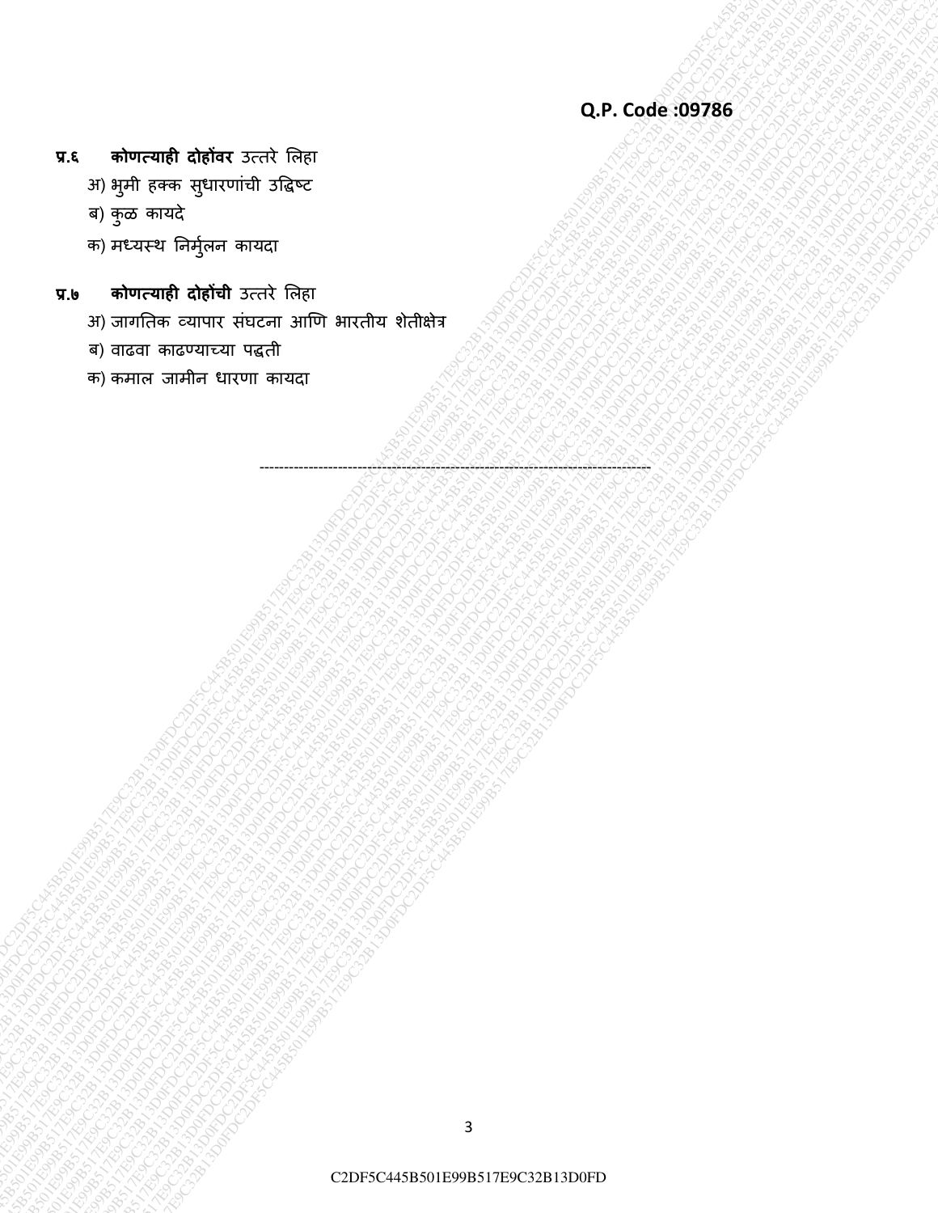Q.P. Code :09786

**प्र.६ कोणत्याही दोहोंवर** उत्तरे लिहा

अ) भुमी हक्क सुधारणांची उद्धिष्ट

ब) कुळ कायदे

क) मध्यस्थ निर्मुलन कायदा

**प्र.७ कोणत्याही दोहोंची** उत्तरे लिहा

अ) जागतिक व्यापार संघटना आणि भारतीय शेतीक्षेत्र

ब) वाढवा काढण्याच्या पद्धती

क) कमाल जामीन धारणा कायदा

---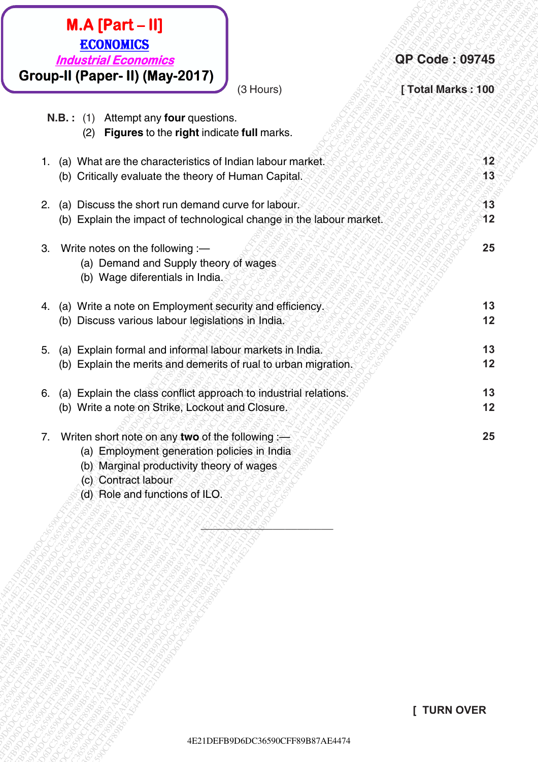# M.A [Part – II]

## ECONOMICS

### *Industrial Economics*

### Group-II (Paper- II) (May-2017)

(3 Hours)

**QP Code : 09745**

**[ Total Marks : 100**

**N.B. :** (1) Attempt any **four** questions.
(2) **Figures** to the **right** indicate **full** marks.

1. (a) What are the characteristics of Indian labour market. **12**
   (b) Critically evaluate the theory of Human Capital. **13**

2. (a) Discuss the short run demand curve for labour. **13**
   (b) Explain the impact of technological change in the labour market. **12**

3. Write notes on the following :— **25**
   (a) Demand and Supply theory of wages
   (b) Wage diferentials in India.

4. (a) Write a note on Employment security and efficiency. **13**
   (b) Discuss various labour legislations in India. **12**

5. (a) Explain formal and informal labour markets in India. **13**
   (b) Explain the merits and demerits of rual to urban migration. **12**

6. (a) Explain the class conflict approach to industrial relations. **13**
   (b) Write a note on Strike, Lockout and Closure. **12**

7. Writen short note on any **two** of the following :— **25**
   (a) Employment generation policies in India
   (b) Marginal productivity theory of wages
   (c) Contract labour
   (d) Role and functions of ILO.

---

**[ TURN OVER**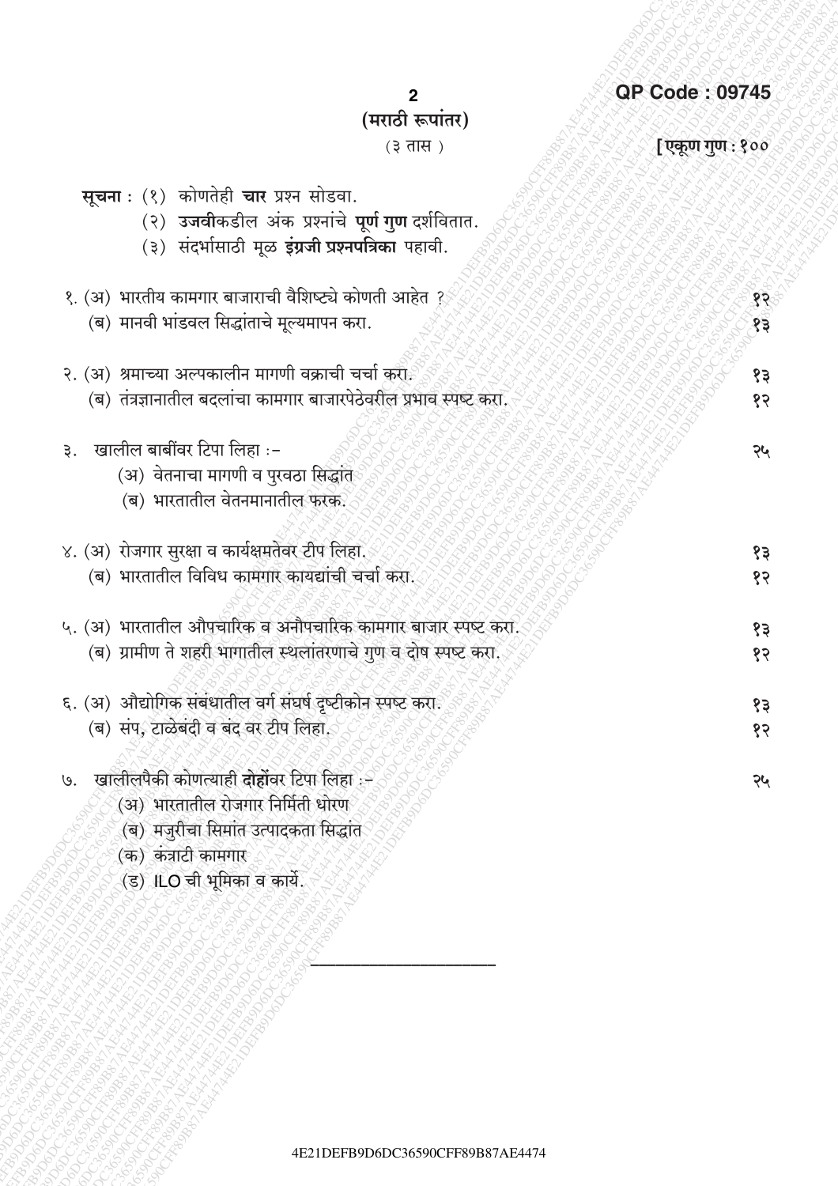QP Code : 09745

**(मराठी रूपांतर)**

(३ तास)

**[एकूण गुण : १००**

**सूचना :** (१) कोणतेही **चार** प्रश्न सोडवा.
(२) **उजवी**कडील अंक प्रश्नांचे **पूर्ण गुण** दर्शवितात.
(३) संदर्भासाठी मूळ **इंग्रजी प्रश्नपत्रिका** पहावी.

१. (अ) भारतीय कामगार बाजाराची वैशिष्ट्ये कोणती आहेत ? — १२
(ब) मानवी भांडवल सिद्धांताचे मूल्यमापन करा. — १३

२. (अ) श्रमाच्या अल्पकालीन मागणी वक्राची चर्चा करा. — १३
(ब) तंत्रज्ञानातील बदलांचा कामगार बाजारपेठेवरील प्रभाव स्पष्ट करा. — १२

३. खालील बाबींवर टिपा लिहा :- — २५
(अ) वेतनाचा मागणी व पुरवठा सिद्धांत
(ब) भारतातील वेतनमानातील फरक.

४. (अ) रोजगार सुरक्षा व कार्यक्षमतेवर टीप लिहा. — १३
(ब) भारतातील विविध कामगार कायद्यांची चर्चा करा. — १२

५. (अ) भारतातील औपचारिक व अनौपचारिक कामगार बाजार स्पष्ट करा. — १३
(ब) ग्रामीण ते शहरी भागातील स्थलांतरणाचे गुण व दोष स्पष्ट करा. — १२

६. (अ) औद्योगिक संबंधातील वर्ग संघर्ष दृष्टीकोन स्पष्ट करा. — १३
(ब) संप, टाळेबंदी व बंद वर टीप लिहा. — १२

७. खालीलपैकी कोणत्याही **दोहों**वर टिपा लिहा :- — २५
(अ) भारतातील रोजगार निर्मिती धोरण
(ब) मजुरीचा सिमांत उत्पादकता सिद्धांत
(क) कंत्राटी कामगार
(ड) ILO ची भूमिका व कार्ये.

---

4E21DEFB9D6DC36590CFF89B87AE4474